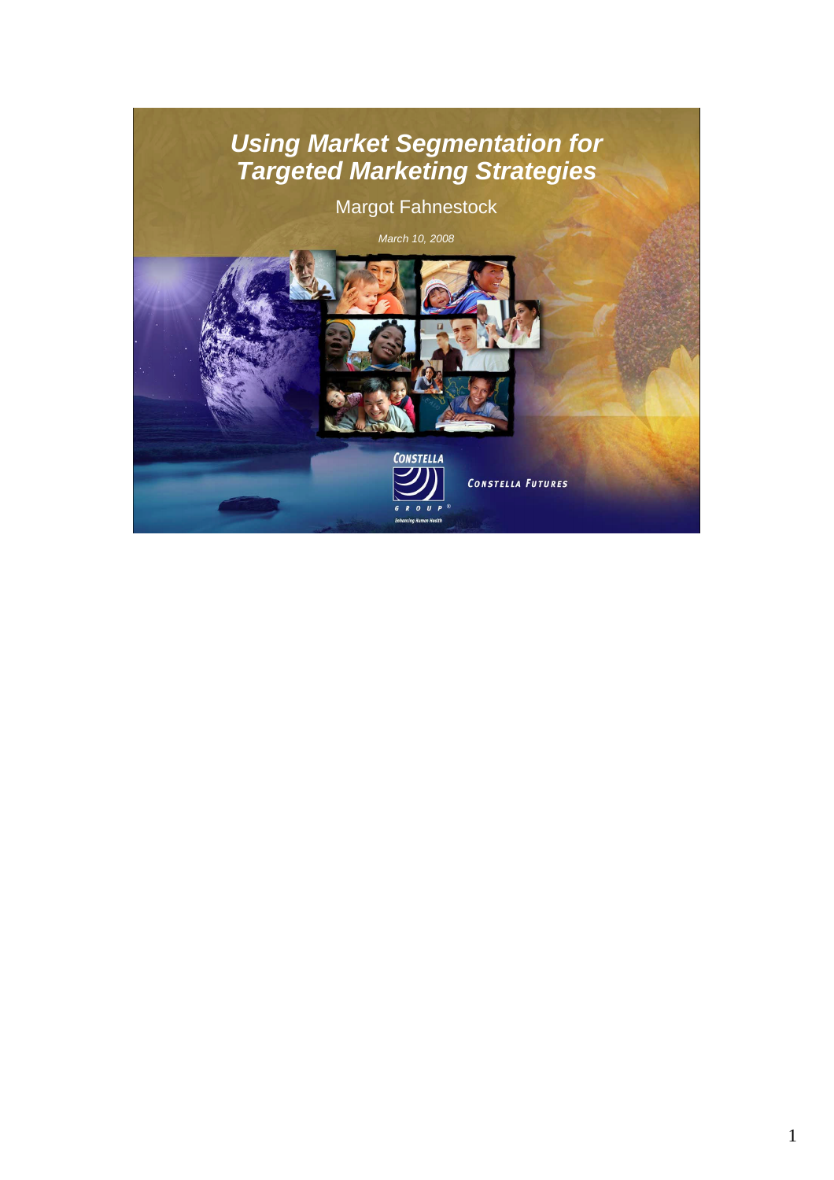# *Using Market Segmentation for Targeted Marketing Strategies*

Margot Fahnestock

*March 10, 2008*

CONSTELLA GROUP®

Enhancing Human Health

CONSTELLA FUTURES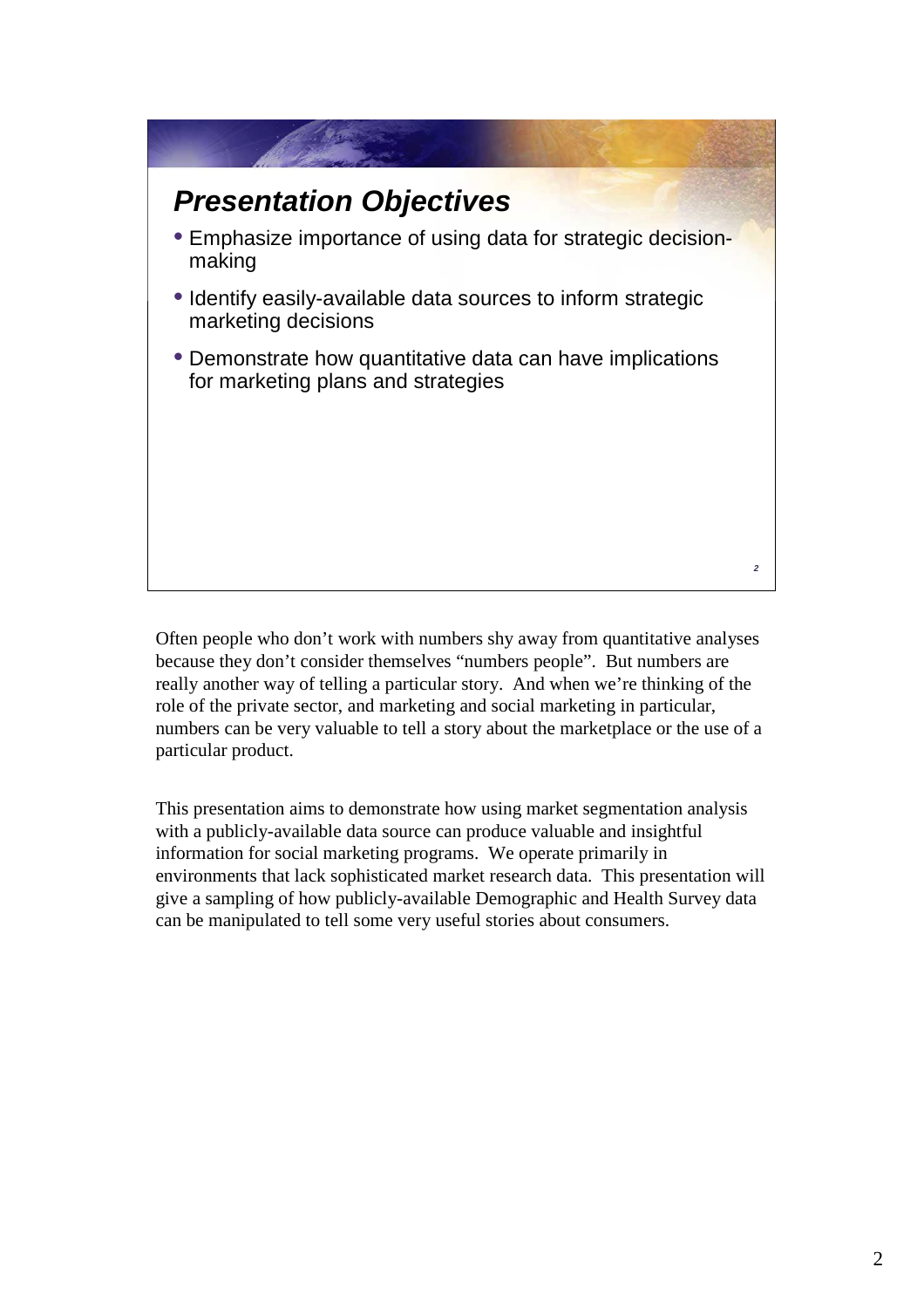## *Presentation Objectives*

- Emphasize importance of using data for strategic decision-making
- Identify easily-available data sources to inform strategic marketing decisions
- Demonstrate how quantitative data can have implications for marketing plans and strategies

Often people who don't work with numbers shy away from quantitative analyses because they don't consider themselves "numbers people". But numbers are really another way of telling a particular story. And when we're thinking of the role of the private sector, and marketing and social marketing in particular, numbers can be very valuable to tell a story about the marketplace or the use of a particular product.

This presentation aims to demonstrate how using market segmentation analysis with a publicly-available data source can produce valuable and insightful information for social marketing programs. We operate primarily in environments that lack sophisticated market research data. This presentation will give a sampling of how publicly-available Demographic and Health Survey data can be manipulated to tell some very useful stories about consumers.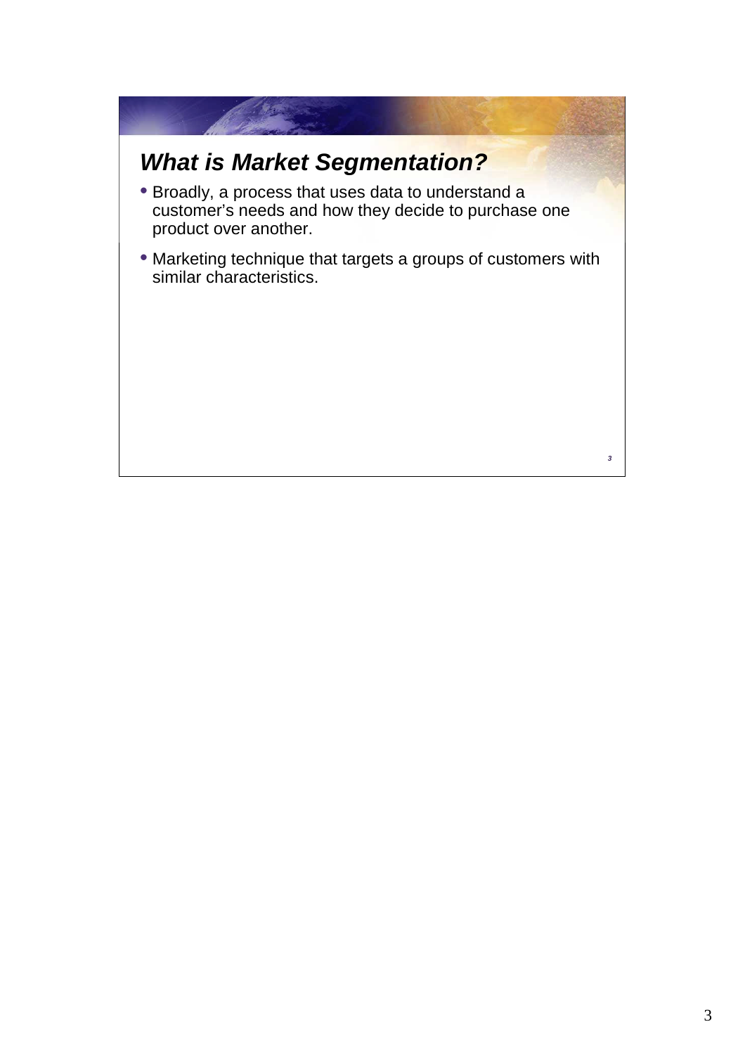## *What is Market Segmentation?*

- Broadly, a process that uses data to understand a customer's needs and how they decide to purchase one product over another.
- Marketing technique that targets a groups of customers with similar characteristics.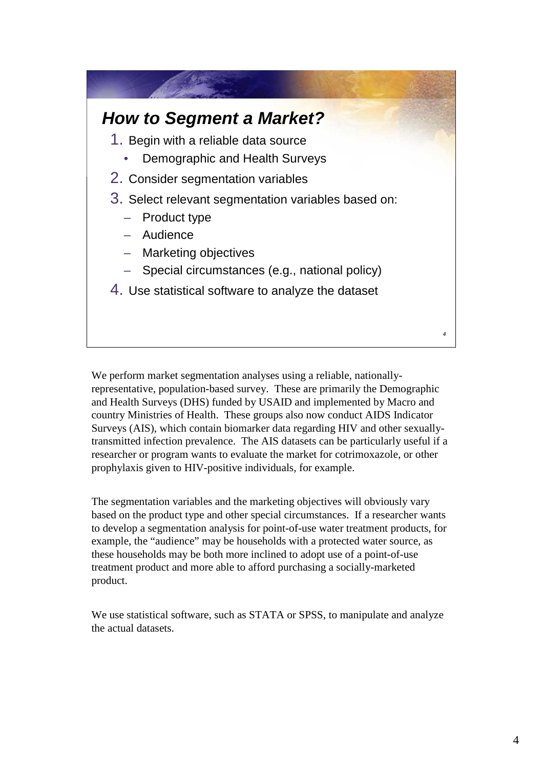## How to Segment a Market?

1. Begin with a reliable data source
   - Demographic and Health Surveys
2. Consider segmentation variables
3. Select relevant segmentation variables based on:
   - Product type
   - Audience
   - Marketing objectives
   - Special circumstances (e.g., national policy)
4. Use statistical software to analyze the dataset

We perform market segmentation analyses using a reliable, nationally-representative, population-based survey. These are primarily the Demographic and Health Surveys (DHS) funded by USAID and implemented by Macro and country Ministries of Health. These groups also now conduct AIDS Indicator Surveys (AIS), which contain biomarker data regarding HIV and other sexually-transmitted infection prevalence. The AIS datasets can be particularly useful if a researcher or program wants to evaluate the market for cotrimoxazole, or other prophylaxis given to HIV-positive individuals, for example.

The segmentation variables and the marketing objectives will obviously vary based on the product type and other special circumstances. If a researcher wants to develop a segmentation analysis for point-of-use water treatment products, for example, the "audience" may be households with a protected water source, as these households may be both more inclined to adopt use of a point-of-use treatment product and more able to afford purchasing a socially-marketed product.

We use statistical software, such as STATA or SPSS, to manipulate and analyze the actual datasets.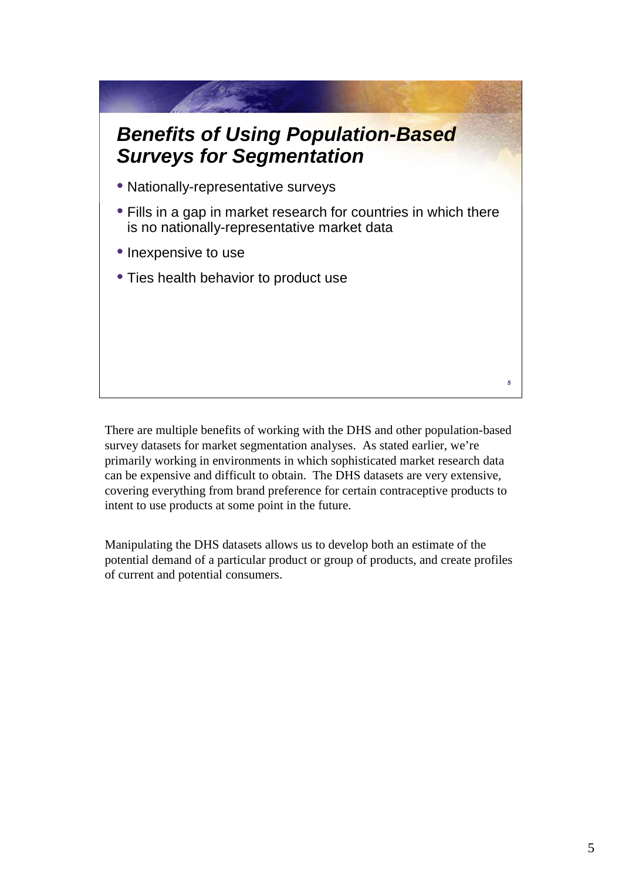## *Benefits of Using Population-Based Surveys for Segmentation*

- Nationally-representative surveys
- Fills in a gap in market research for countries in which there is no nationally-representative market data
- Inexpensive to use
- Ties health behavior to product use

There are multiple benefits of working with the DHS and other population-based survey datasets for market segmentation analyses. As stated earlier, we're primarily working in environments in which sophisticated market research data can be expensive and difficult to obtain. The DHS datasets are very extensive, covering everything from brand preference for certain contraceptive products to intent to use products at some point in the future.

Manipulating the DHS datasets allows us to develop both an estimate of the potential demand of a particular product or group of products, and create profiles of current and potential consumers.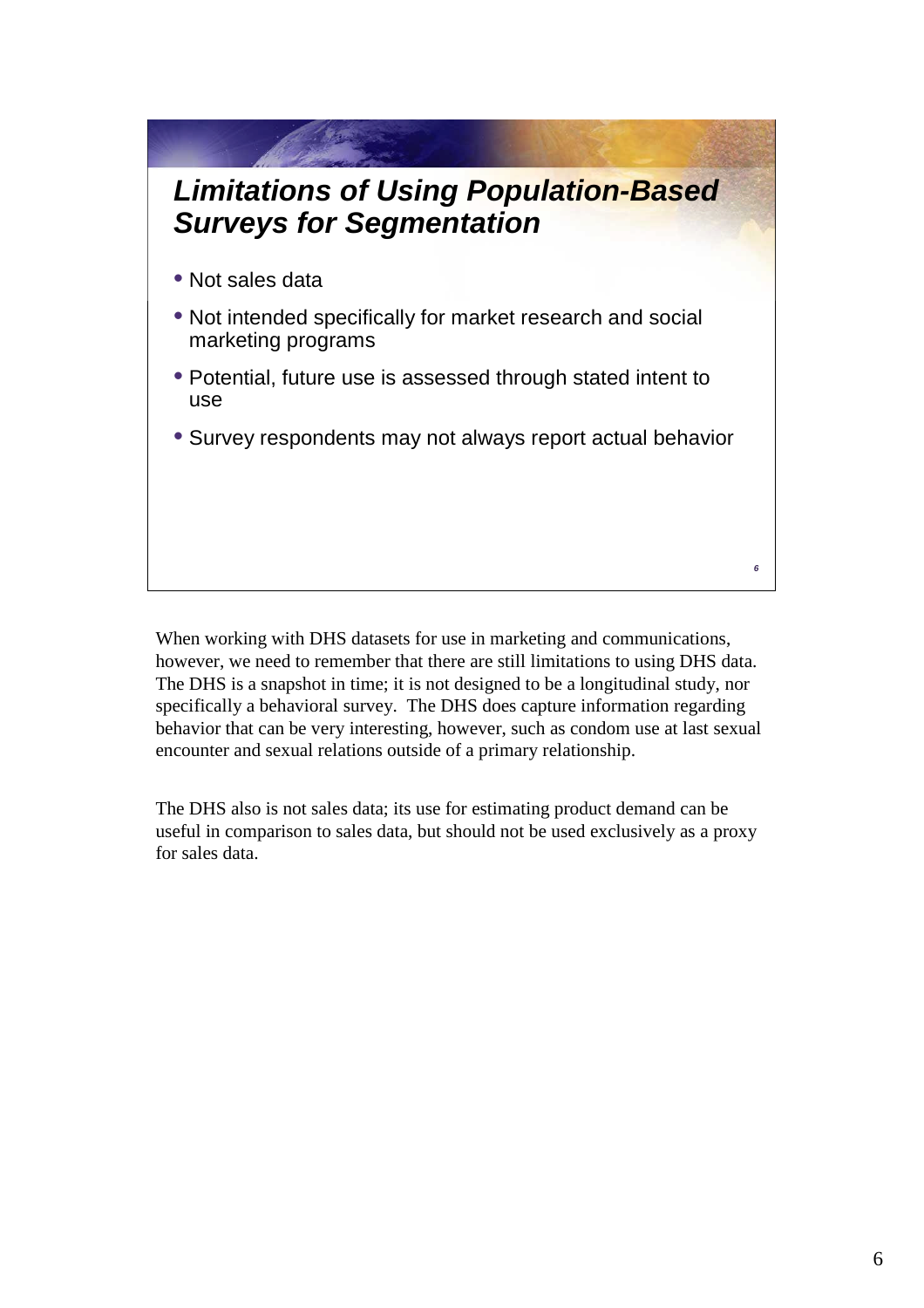## *Limitations of Using Population-Based Surveys for Segmentation*

- Not sales data
- Not intended specifically for market research and social marketing programs
- Potential, future use is assessed through stated intent to use
- Survey respondents may not always report actual behavior

When working with DHS datasets for use in marketing and communications, however, we need to remember that there are still limitations to using DHS data. The DHS is a snapshot in time; it is not designed to be a longitudinal study, nor specifically a behavioral survey. The DHS does capture information regarding behavior that can be very interesting, however, such as condom use at last sexual encounter and sexual relations outside of a primary relationship.

The DHS also is not sales data; its use for estimating product demand can be useful in comparison to sales data, but should not be used exclusively as a proxy for sales data.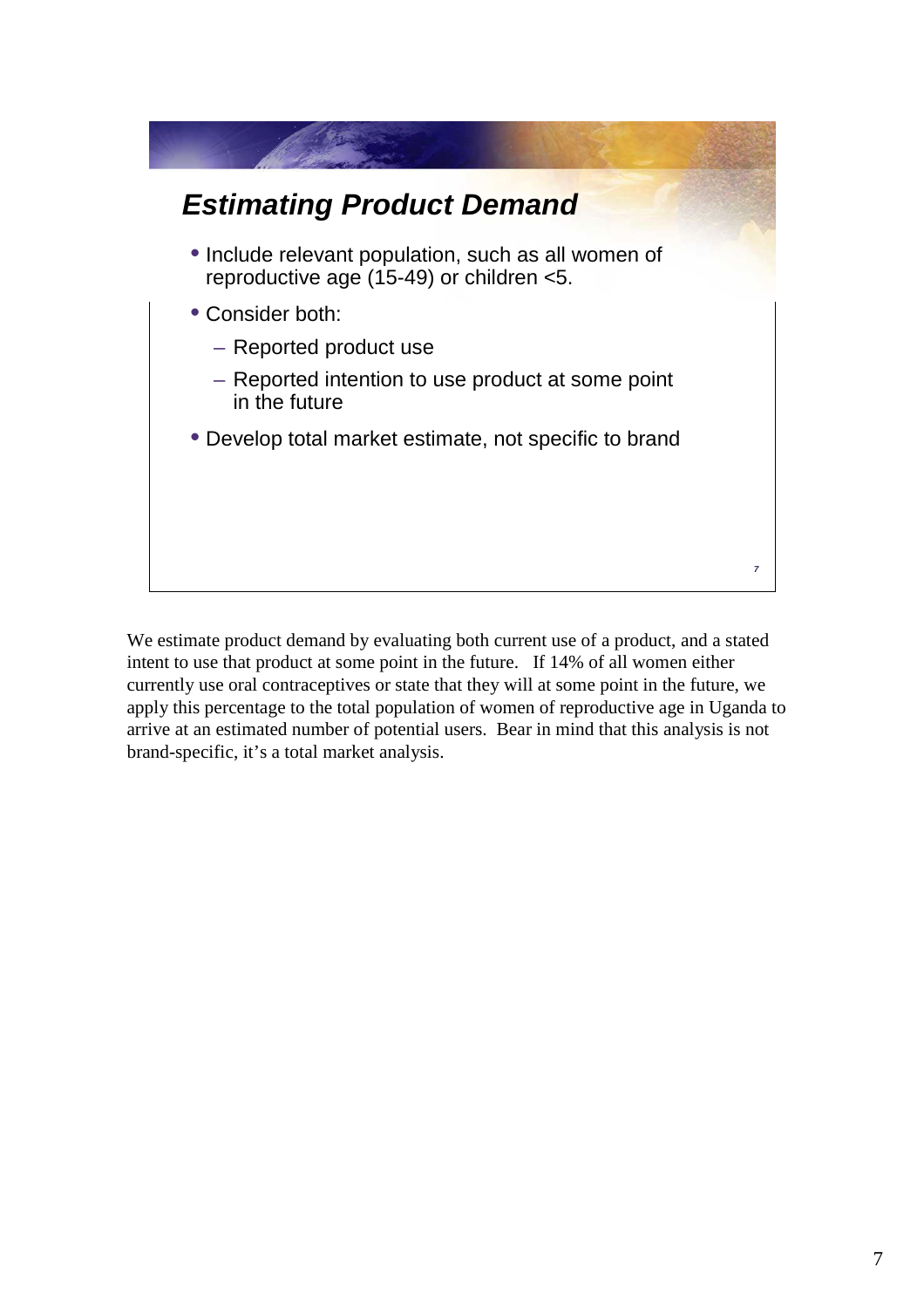## Estimating Product Demand

- Include relevant population, such as all women of reproductive age (15-49) or children <5.
- Consider both:
  - Reported product use
  - Reported intention to use product at some point in the future
- Develop total market estimate, not specific to brand

We estimate product demand by evaluating both current use of a product, and a stated intent to use that product at some point in the future. If 14% of all women either currently use oral contraceptives or state that they will at some point in the future, we apply this percentage to the total population of women of reproductive age in Uganda to arrive at an estimated number of potential users. Bear in mind that this analysis is not brand-specific, it's a total market analysis.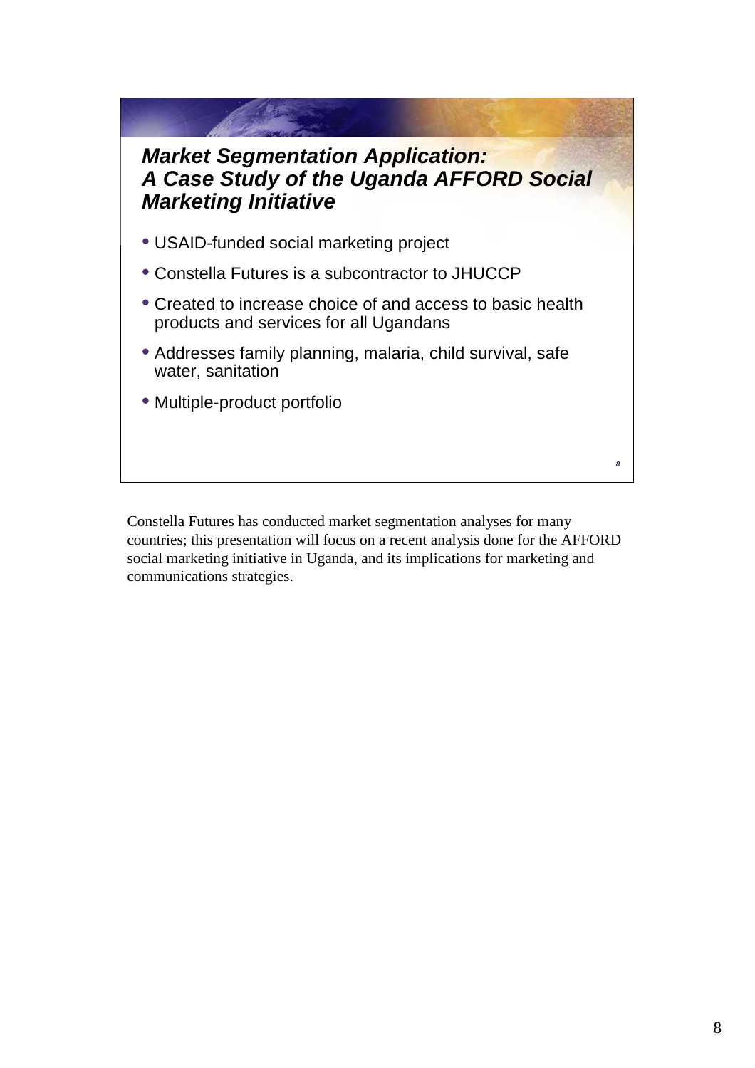## *Market Segmentation Application: A Case Study of the Uganda AFFORD Social Marketing Initiative*

- USAID-funded social marketing project
- Constella Futures is a subcontractor to JHUCCP
- Created to increase choice of and access to basic health products and services for all Ugandans
- Addresses family planning, malaria, child survival, safe water, sanitation
- Multiple-product portfolio

Constella Futures has conducted market segmentation analyses for many countries; this presentation will focus on a recent analysis done for the AFFORD social marketing initiative in Uganda, and its implications for marketing and communications strategies.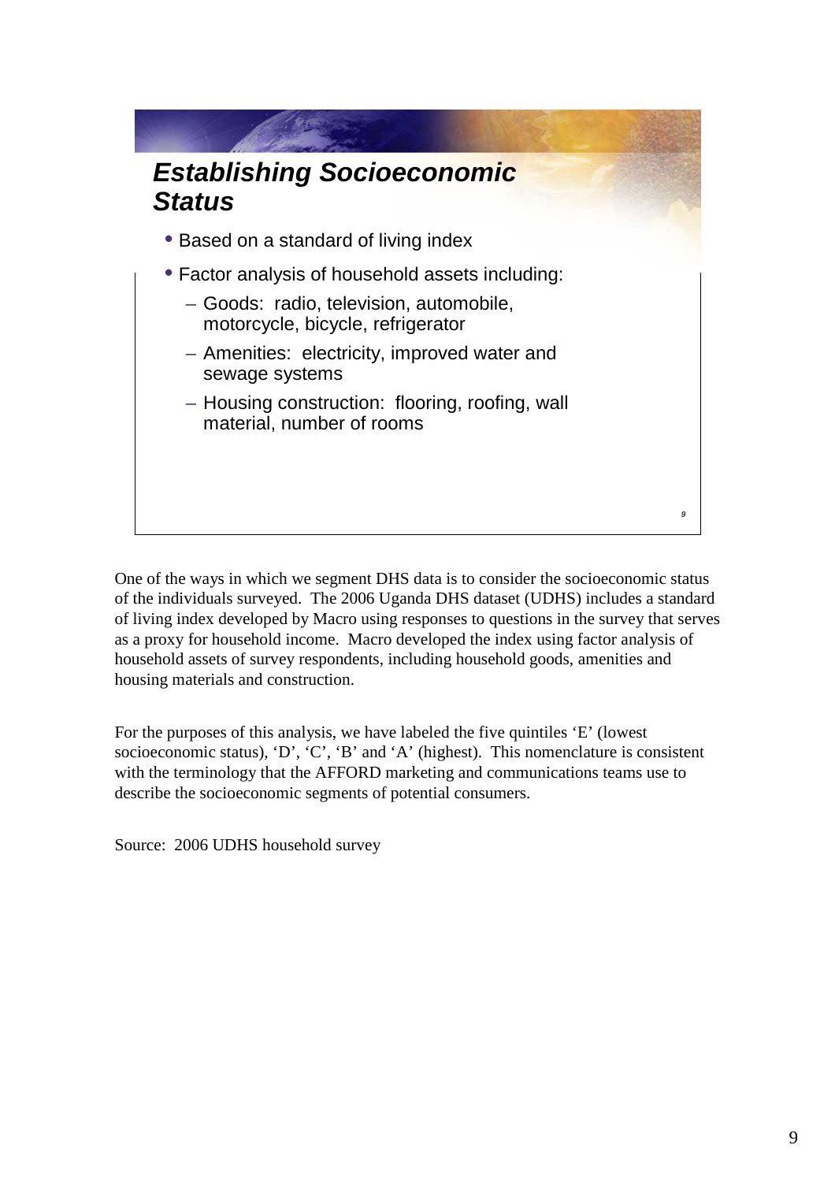## Establishing Socioeconomic Status

- Based on a standard of living index
- Factor analysis of household assets including:
  - Goods: radio, television, automobile, motorcycle, bicycle, refrigerator
  - Amenities: electricity, improved water and sewage systems
  - Housing construction: flooring, roofing, wall material, number of rooms

One of the ways in which we segment DHS data is to consider the socioeconomic status of the individuals surveyed. The 2006 Uganda DHS dataset (UDHS) includes a standard of living index developed by Macro using responses to questions in the survey that serves as a proxy for household income. Macro developed the index using factor analysis of household assets of survey respondents, including household goods, amenities and housing materials and construction.

For the purposes of this analysis, we have labeled the five quintiles 'E' (lowest socioeconomic status), 'D', 'C', 'B' and 'A' (highest). This nomenclature is consistent with the terminology that the AFFORD marketing and communications teams use to describe the socioeconomic segments of potential consumers.

Source: 2006 UDHS household survey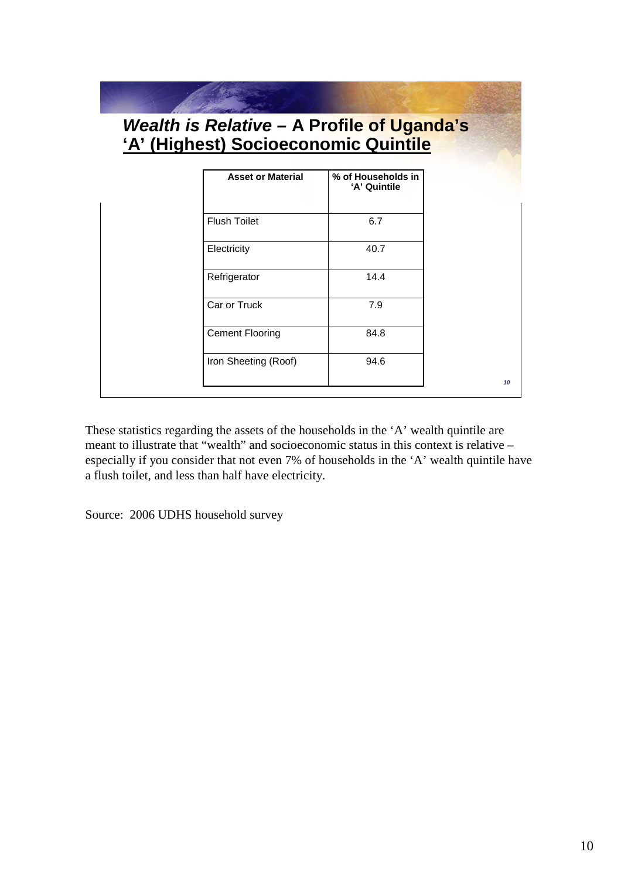## *Wealth is Relative* – A Profile of Uganda's 'A' (Highest) Socioeconomic Quintile

| Asset or Material | % of Households in 'A' Quintile |
|---|---|
| Flush Toilet | 6.7 |
| Electricity | 40.7 |
| Refrigerator | 14.4 |
| Car or Truck | 7.9 |
| Cement Flooring | 84.8 |
| Iron Sheeting (Roof) | 94.6 |

These statistics regarding the assets of the households in the 'A' wealth quintile are meant to illustrate that "wealth" and socioeconomic status in this context is relative – especially if you consider that not even 7% of households in the 'A' wealth quintile have a flush toilet, and less than half have electricity.

Source: 2006 UDHS household survey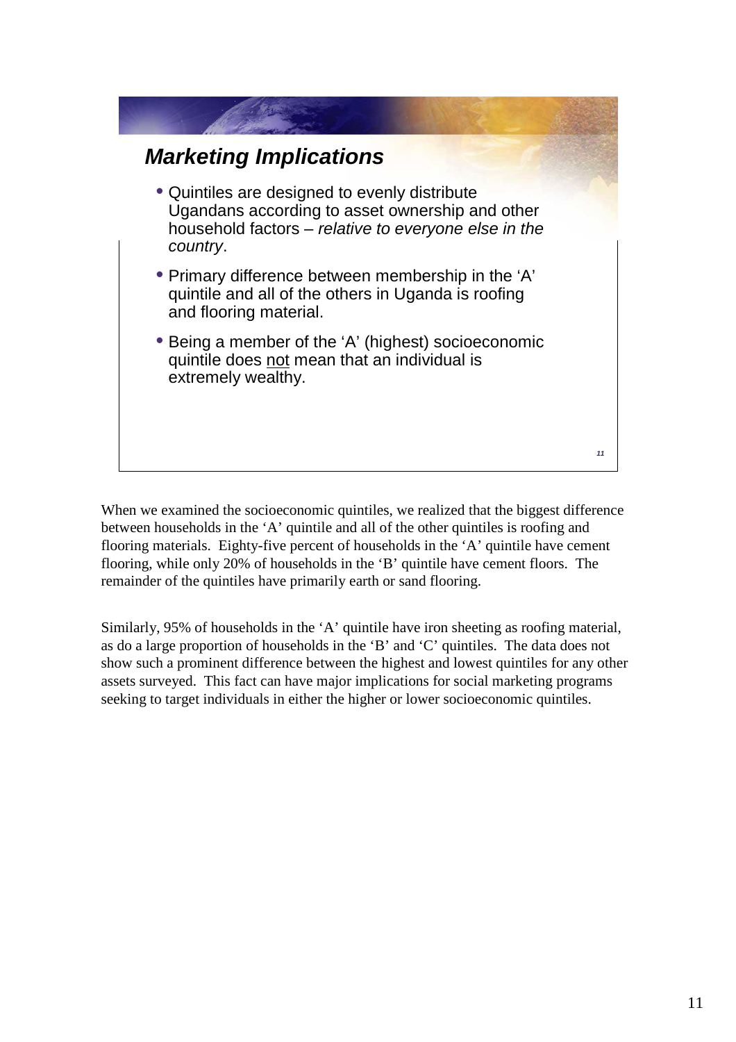## *Marketing Implications*

- Quintiles are designed to evenly distribute Ugandans according to asset ownership and other household factors – *relative to everyone else in the country*.
- Primary difference between membership in the 'A' quintile and all of the others in Uganda is roofing and flooring material.
- Being a member of the 'A' (highest) socioeconomic quintile does <u>not</u> mean that an individual is extremely wealthy.

When we examined the socioeconomic quintiles, we realized that the biggest difference between households in the 'A' quintile and all of the other quintiles is roofing and flooring materials. Eighty-five percent of households in the 'A' quintile have cement flooring, while only 20% of households in the 'B' quintile have cement floors. The remainder of the quintiles have primarily earth or sand flooring.

Similarly, 95% of households in the 'A' quintile have iron sheeting as roofing material, as do a large proportion of households in the 'B' and 'C' quintiles. The data does not show such a prominent difference between the highest and lowest quintiles for any other assets surveyed. This fact can have major implications for social marketing programs seeking to target individuals in either the higher or lower socioeconomic quintiles.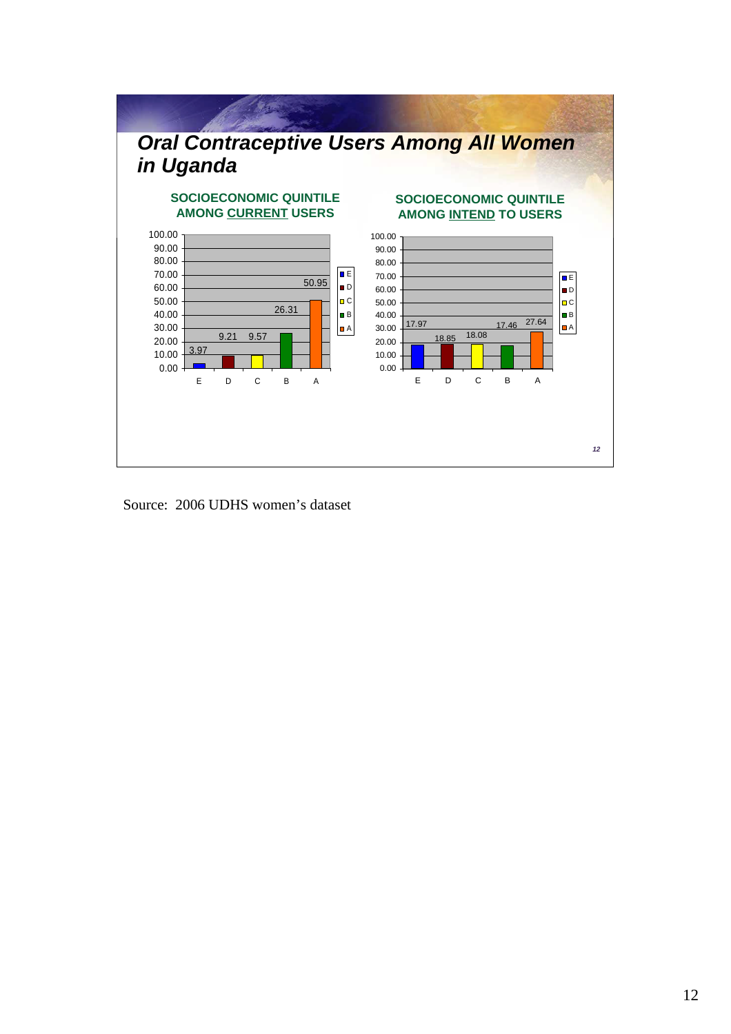# *Oral Contraceptive Users Among All Women in Uganda*

**SOCIOECONOMIC QUINTILE AMONG CURRENT USERS**

| Quintile | Value |
| --- | --- |
| E | 3.97 |
| D | 9.21 |
| C | 9.57 |
| B | 26.31 |
| A | 50.95 |

**SOCIOECONOMIC QUINTILE AMONG INTEND TO USERS**

| Quintile | Value |
| --- | --- |
| E | 17.97 |
| D | 18.85 |
| C | 18.08 |
| B | 17.46 |
| A | 27.64 |

Source: 2006 UDHS women's dataset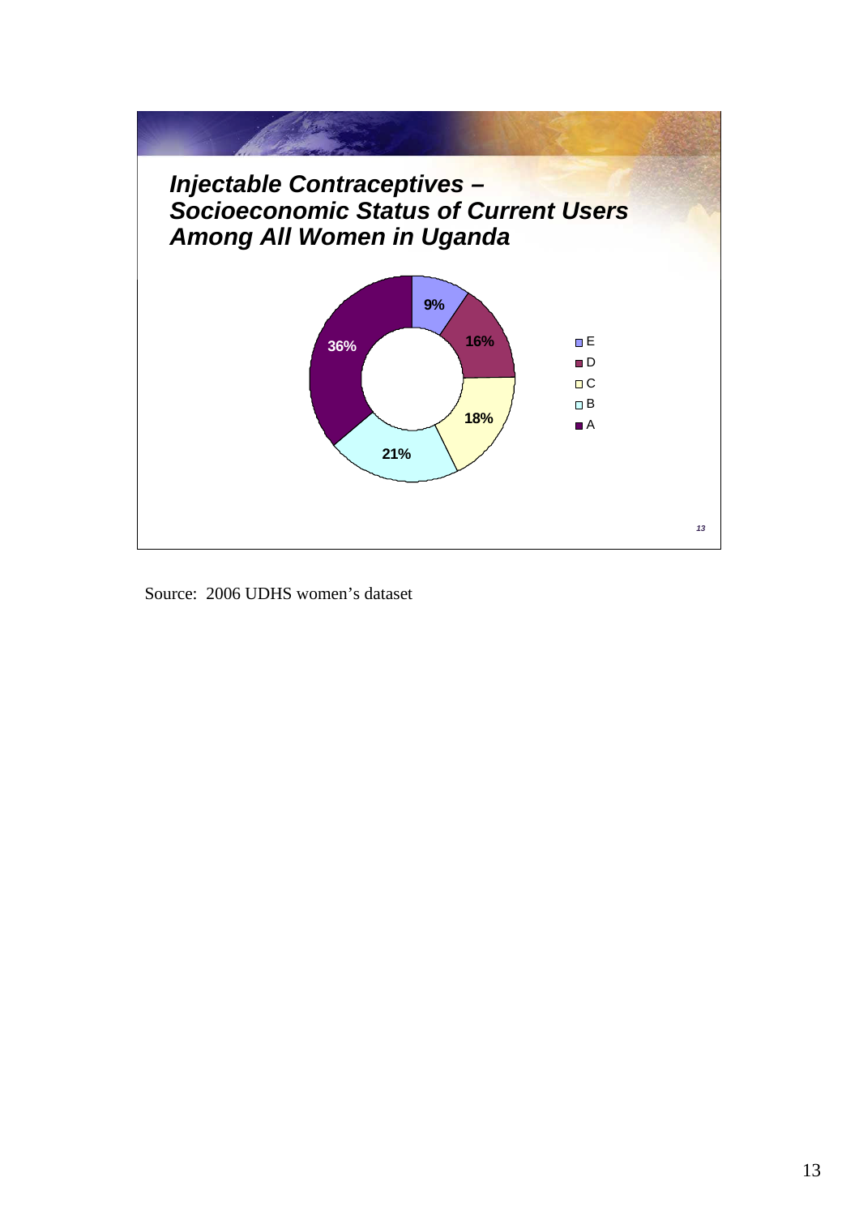## *Injectable Contraceptives – Socioeconomic Status of Current Users Among All Women in Uganda*

| Socioeconomic status | Percent |
|---|---|
| E | 9% |
| D | 16% |
| C | 18% |
| B | 21% |
| A | 36% |

Source: 2006 UDHS women's dataset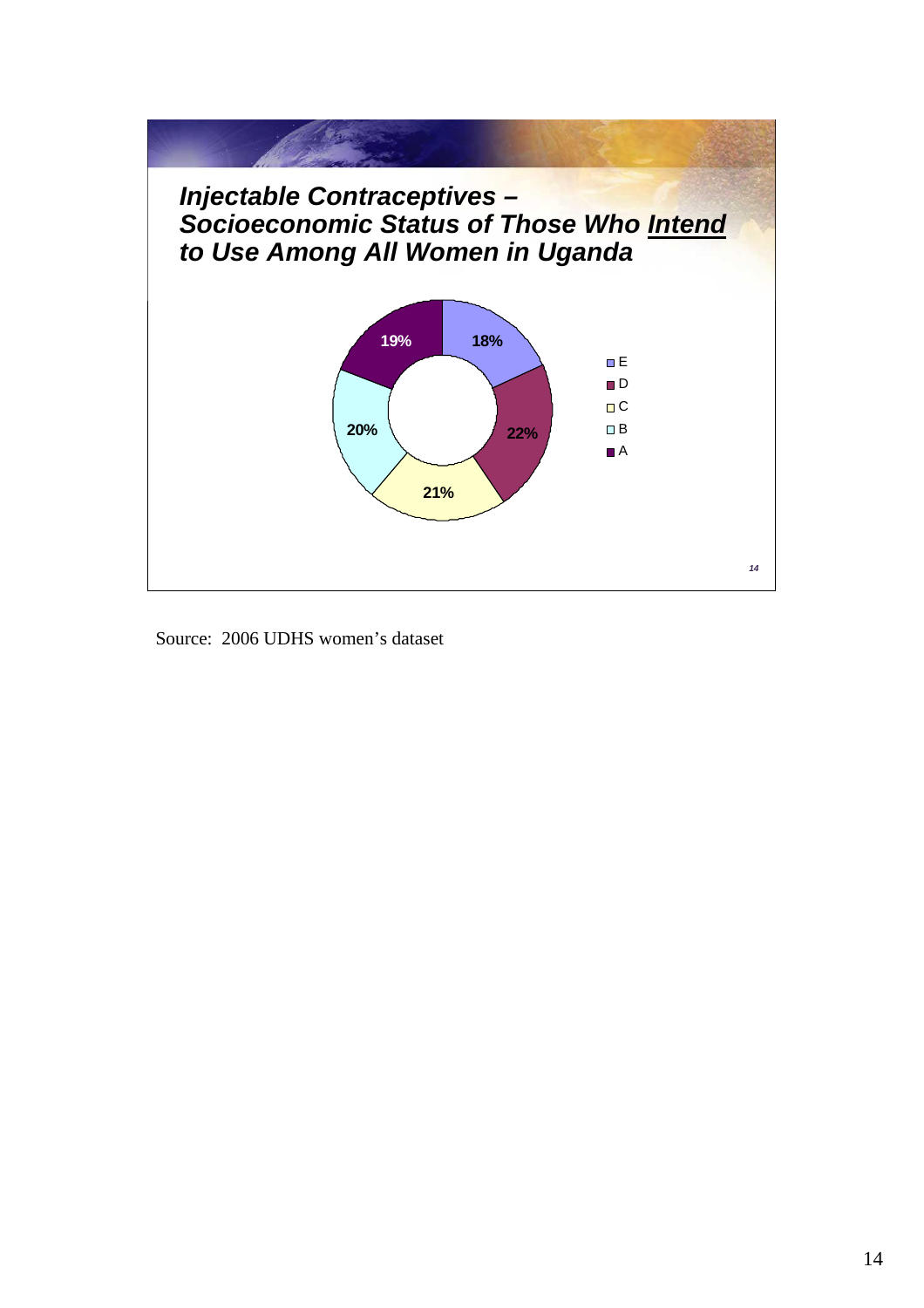## *Injectable Contraceptives – Socioeconomic Status of Those Who Intend to Use Among All Women in Uganda*

| Group | Percentage |
|---|---|
| E | 18% |
| D | 22% |
| C | 21% |
| B | 20% |
| A | 19% |

Source: 2006 UDHS women's dataset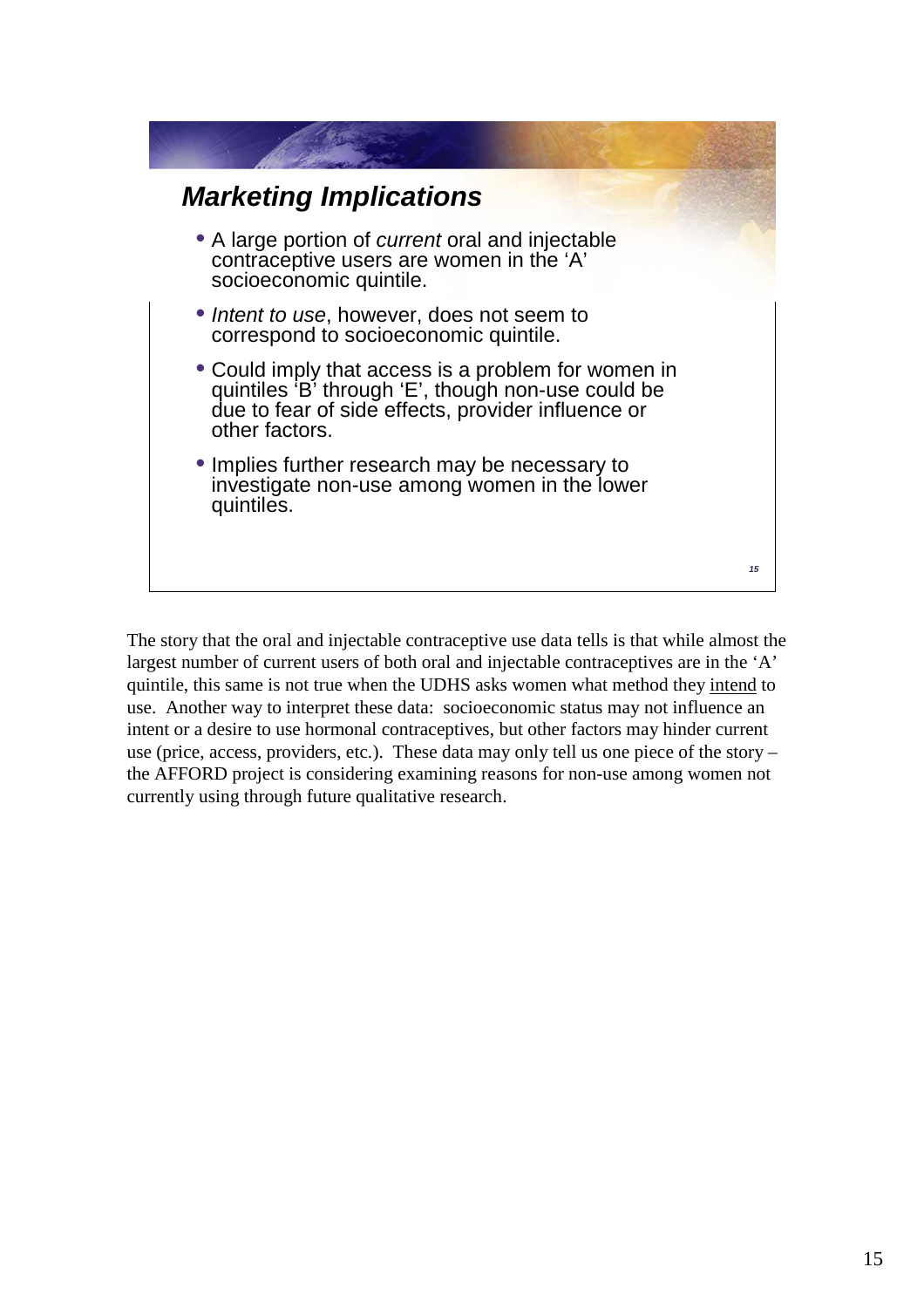## Marketing Implications

- A large portion of *current* oral and injectable contraceptive users are women in the 'A' socioeconomic quintile.
- *Intent to use*, however, does not seem to correspond to socioeconomic quintile.
- Could imply that access is a problem for women in quintiles 'B' through 'E', though non-use could be due to fear of side effects, provider influence or other factors.
- Implies further research may be necessary to investigate non-use among women in the lower quintiles.

The story that the oral and injectable contraceptive use data tells is that while almost the largest number of current users of both oral and injectable contraceptives are in the 'A' quintile, this same is not true when the UDHS asks women what method they intend to use. Another way to interpret these data: socioeconomic status may not influence an intent or a desire to use hormonal contraceptives, but other factors may hinder current use (price, access, providers, etc.). These data may only tell us one piece of the story – the AFFORD project is considering examining reasons for non-use among women not currently using through future qualitative research.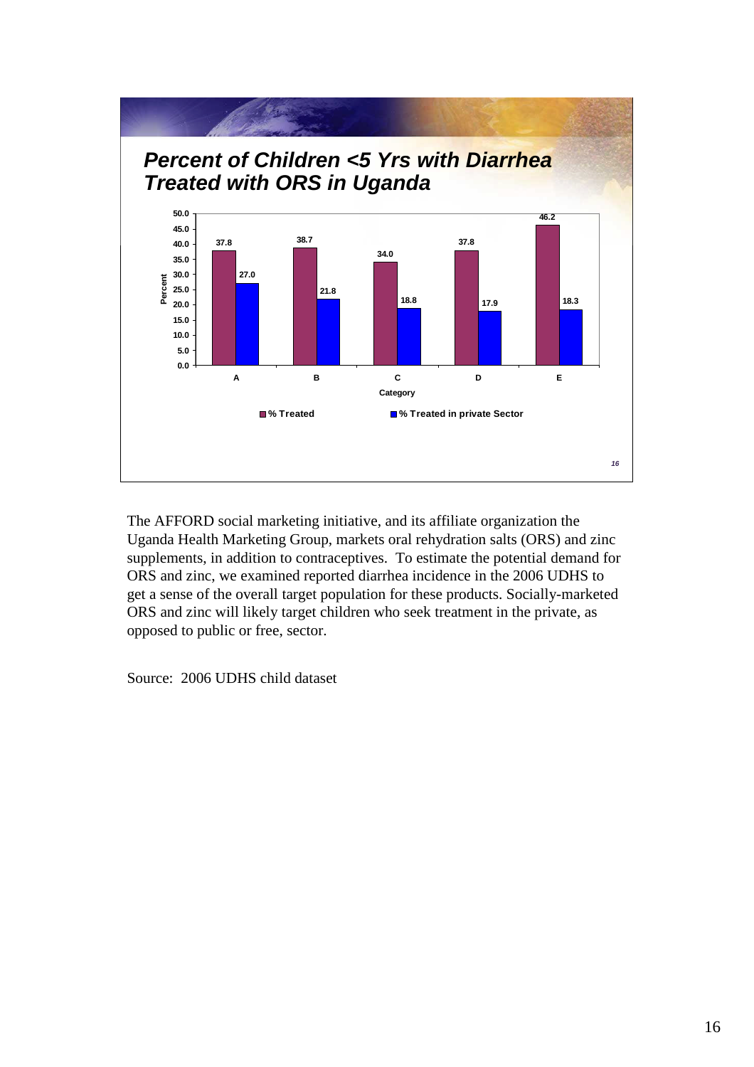## Percent of Children <5 Yrs with Diarrhea Treated with ORS in Uganda

| Category | % Treated | % Treated in private Sector |
|---|---|---|
| A | 37.8 | 27.0 |
| B | 38.7 | 21.8 |
| C | 34.0 | 18.8 |
| D | 37.8 | 17.9 |
| E | 46.2 | 18.3 |

The AFFORD social marketing initiative, and its affiliate organization the Uganda Health Marketing Group, markets oral rehydration salts (ORS) and zinc supplements, in addition to contraceptives. To estimate the potential demand for ORS and zinc, we examined reported diarrhea incidence in the 2006 UDHS to get a sense of the overall target population for these products. Socially-marketed ORS and zinc will likely target children who seek treatment in the private, as opposed to public or free, sector.

Source: 2006 UDHS child dataset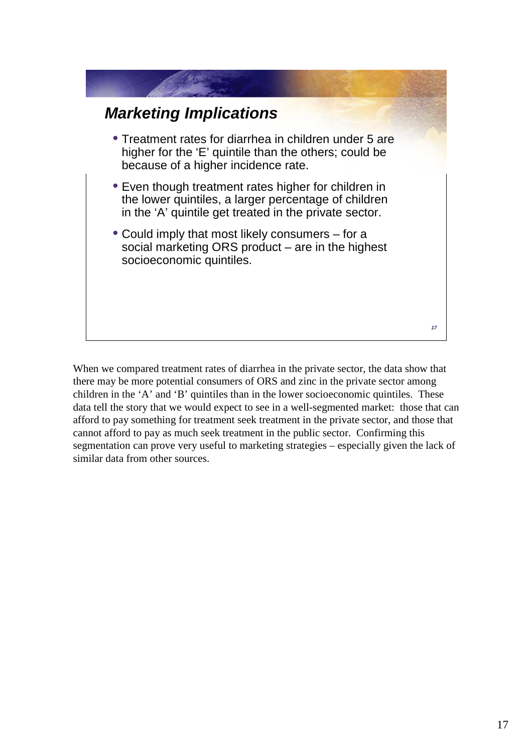## Marketing Implications

- Treatment rates for diarrhea in children under 5 are higher for the 'E' quintile than the others; could be because of a higher incidence rate.
- Even though treatment rates higher for children in the lower quintiles, a larger percentage of children in the 'A' quintile get treated in the private sector.
- Could imply that most likely consumers – for a social marketing ORS product – are in the highest socioeconomic quintiles.

When we compared treatment rates of diarrhea in the private sector, the data show that there may be more potential consumers of ORS and zinc in the private sector among children in the 'A' and 'B' quintiles than in the lower socioeconomic quintiles. These data tell the story that we would expect to see in a well-segmented market: those that can afford to pay something for treatment seek treatment in the private sector, and those that cannot afford to pay as much seek treatment in the public sector. Confirming this segmentation can prove very useful to marketing strategies – especially given the lack of similar data from other sources.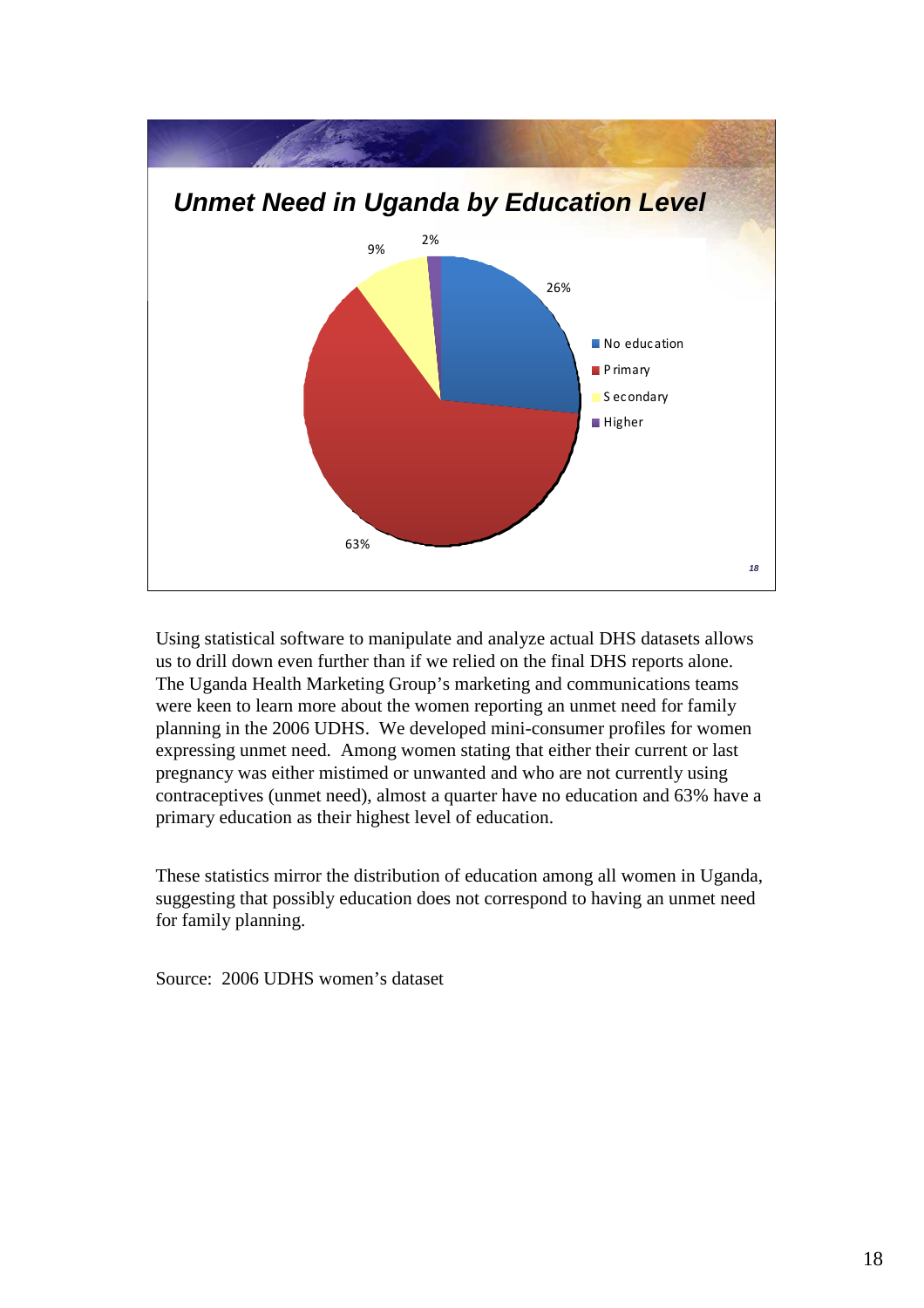## *Unmet Need in Uganda by Education Level*

- No education: 26%
- Primary: 63%
- Secondary: 9%
- Higher: 2%

Using statistical software to manipulate and analyze actual DHS datasets allows us to drill down even further than if we relied on the final DHS reports alone. The Uganda Health Marketing Group's marketing and communications teams were keen to learn more about the women reporting an unmet need for family planning in the 2006 UDHS. We developed mini-consumer profiles for women expressing unmet need. Among women stating that either their current or last pregnancy was either mistimed or unwanted and who are not currently using contraceptives (unmet need), almost a quarter have no education and 63% have a primary education as their highest level of education.

These statistics mirror the distribution of education among all women in Uganda, suggesting that possibly education does not correspond to having an unmet need for family planning.

Source: 2006 UDHS women's dataset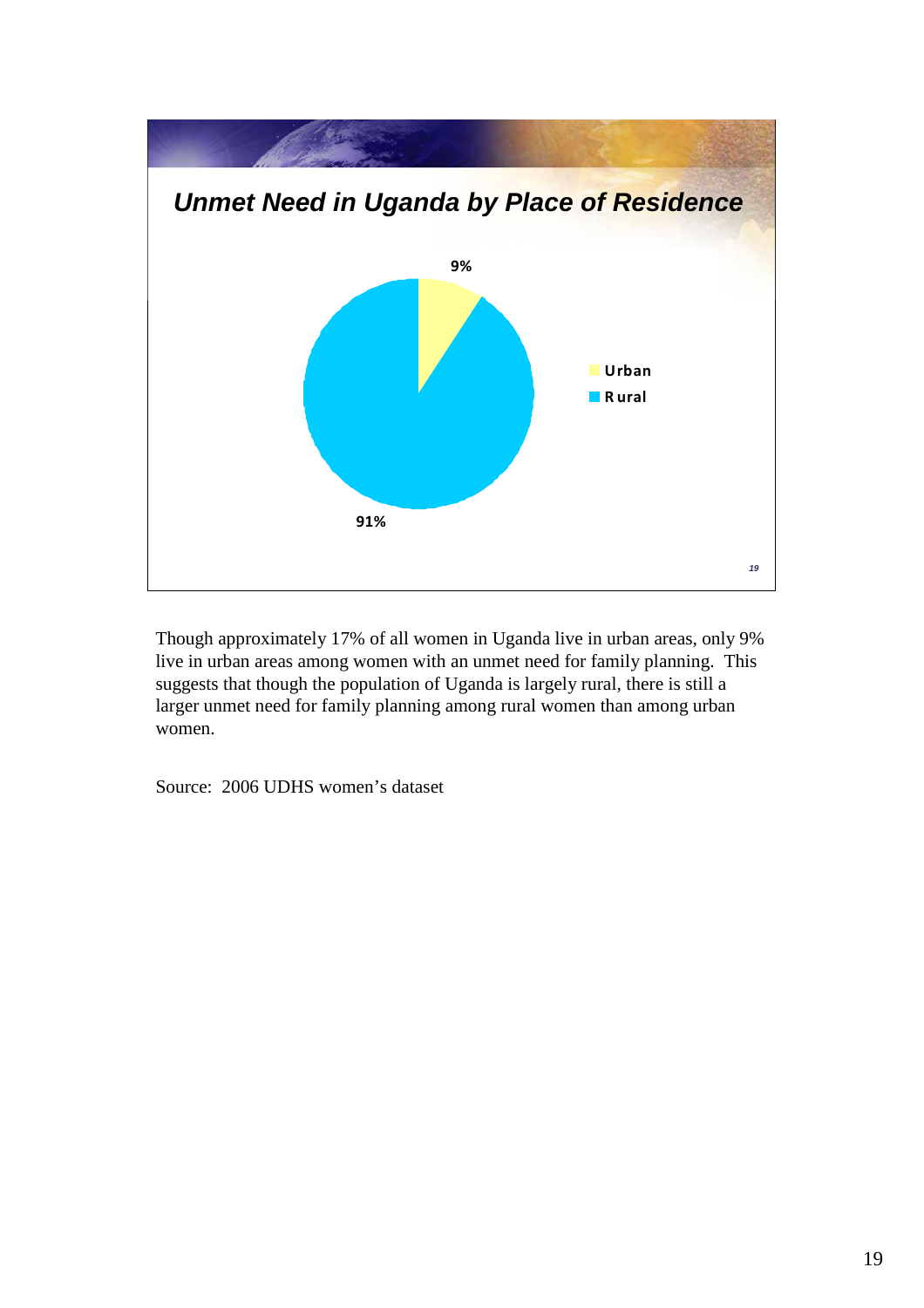## Unmet Need in Uganda by Place of Residence

9%

91%

Urban
Rural

Though approximately 17% of all women in Uganda live in urban areas, only 9% live in urban areas among women with an unmet need for family planning. This suggests that though the population of Uganda is largely rural, there is still a larger unmet need for family planning among rural women than among urban women.

Source: 2006 UDHS women's dataset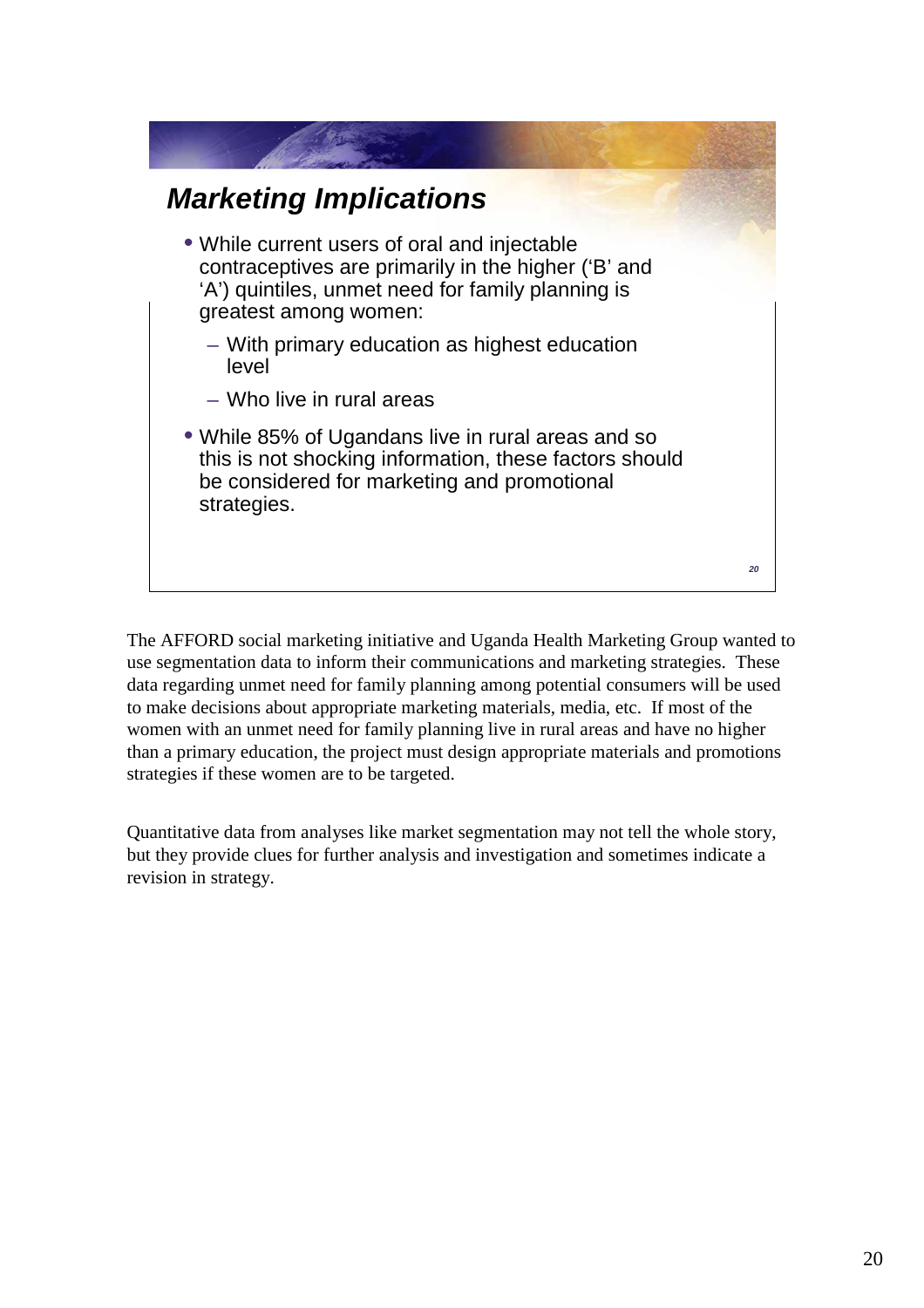## Marketing Implications

- While current users of oral and injectable contraceptives are primarily in the higher ('B' and 'A') quintiles, unmet need for family planning is greatest among women:
  - With primary education as highest education level
  - Who live in rural areas
- While 85% of Ugandans live in rural areas and so this is not shocking information, these factors should be considered for marketing and promotional strategies.

The AFFORD social marketing initiative and Uganda Health Marketing Group wanted to use segmentation data to inform their communications and marketing strategies. These data regarding unmet need for family planning among potential consumers will be used to make decisions about appropriate marketing materials, media, etc. If most of the women with an unmet need for family planning live in rural areas and have no higher than a primary education, the project must design appropriate materials and promotions strategies if these women are to be targeted.

Quantitative data from analyses like market segmentation may not tell the whole story, but they provide clues for further analysis and investigation and sometimes indicate a revision in strategy.